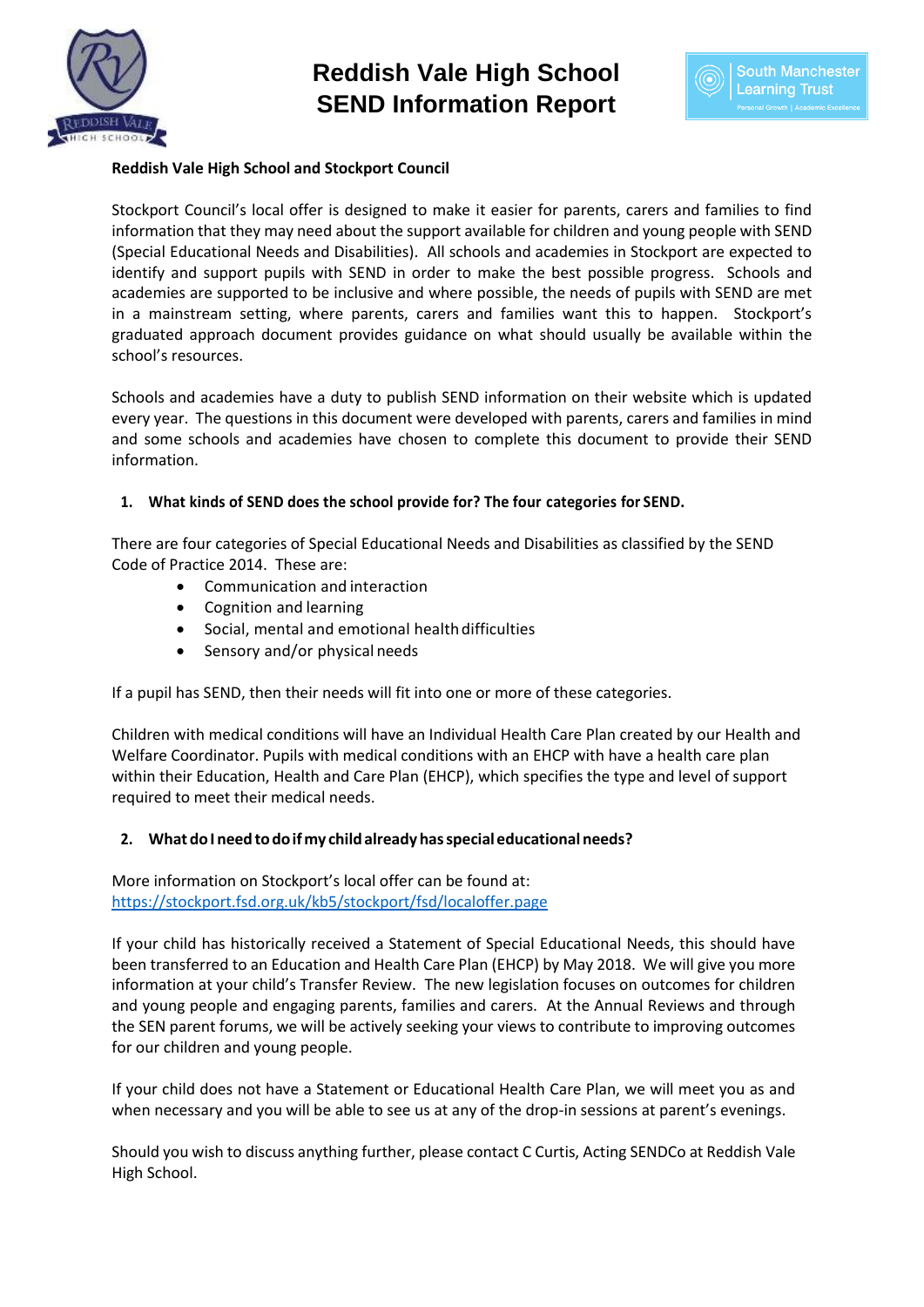# Reddish Vale High School
# SEND Information Report

**Reddish Vale High School and Stockport Council**

Stockport Council's local offer is designed to make it easier for parents, carers and families to find information that they may need about the support available for children and young people with SEND (Special Educational Needs and Disabilities). All schools and academies in Stockport are expected to identify and support pupils with SEND in order to make the best possible progress. Schools and academies are supported to be inclusive and where possible, the needs of pupils with SEND are met in a mainstream setting, where parents, carers and families want this to happen. Stockport's graduated approach document provides guidance on what should usually be available within the school's resources.

Schools and academies have a duty to publish SEND information on their website which is updated every year. The questions in this document were developed with parents, carers and families in mind and some schools and academies have chosen to complete this document to provide their SEND information.

## 1. What kinds of SEND does the school provide for? The four categories for SEND.

There are four categories of Special Educational Needs and Disabilities as classified by the SEND Code of Practice 2014. These are:

- Communication and interaction
- Cognition and learning
- Social, mental and emotional health difficulties
- Sensory and/or physical needs

If a pupil has SEND, then their needs will fit into one or more of these categories.

Children with medical conditions will have an Individual Health Care Plan created by our Health and Welfare Coordinator. Pupils with medical conditions with an EHCP with have a health care plan within their Education, Health and Care Plan (EHCP), which specifies the type and level of support required to meet their medical needs.

## 2. What do I need to do if my child already has special educational needs?

More information on Stockport's local offer can be found at:
https://stockport.fsd.org.uk/kb5/stockport/fsd/localoffer.page

If your child has historically received a Statement of Special Educational Needs, this should have been transferred to an Education and Health Care Plan (EHCP) by May 2018. We will give you more information at your child's Transfer Review. The new legislation focuses on outcomes for children and young people and engaging parents, families and carers. At the Annual Reviews and through the SEN parent forums, we will be actively seeking your views to contribute to improving outcomes for our children and young people.

If your child does not have a Statement or Educational Health Care Plan, we will meet you as and when necessary and you will be able to see us at any of the drop-in sessions at parent's evenings.

Should you wish to discuss anything further, please contact C Curtis, Acting SENDCo at Reddish Vale High School.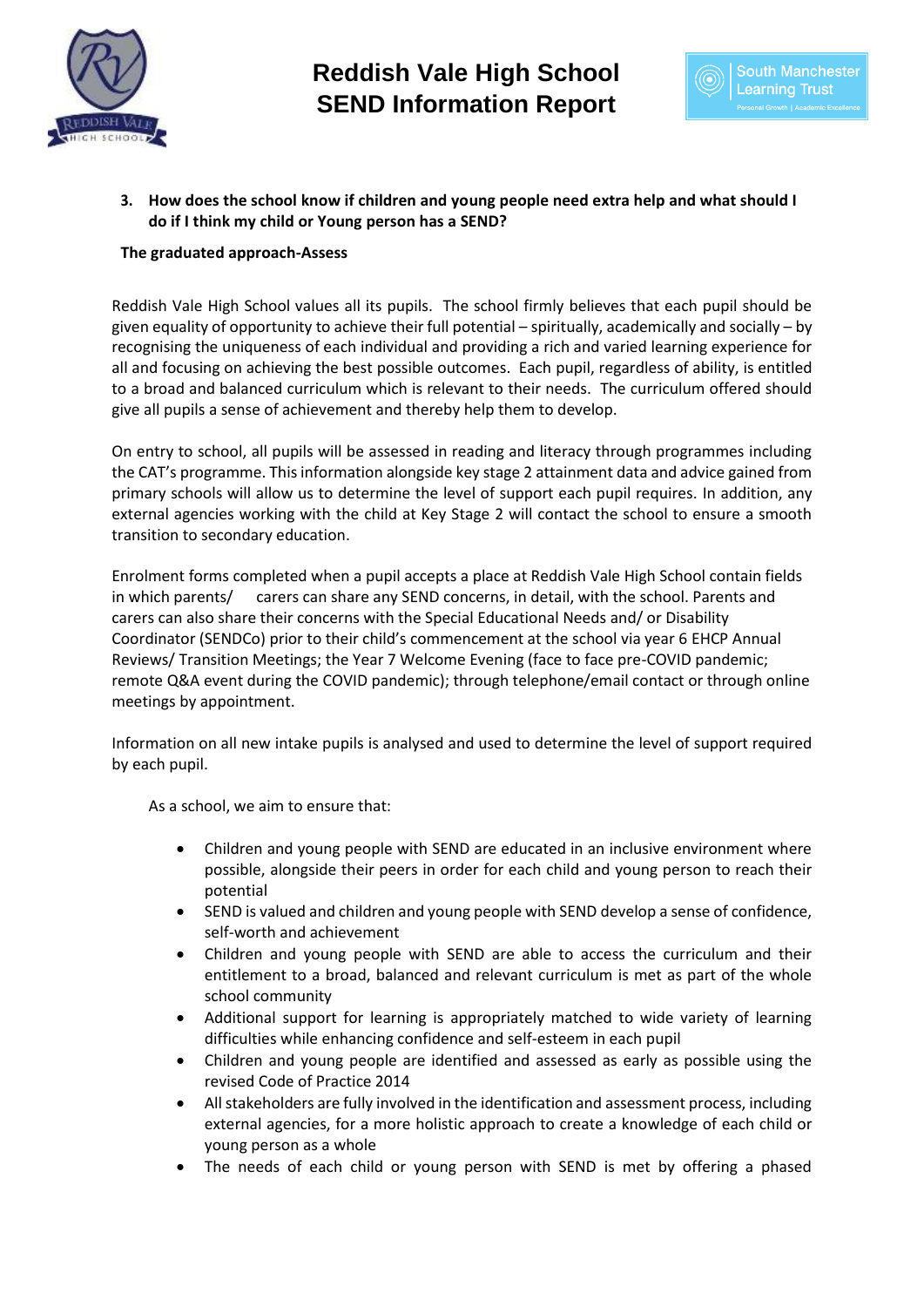3. **How does the school know if children and young people need extra help and what should I do if I think my child or Young person has a SEND?**

**The graduated approach-Assess**

Reddish Vale High School values all its pupils. The school firmly believes that each pupil should be given equality of opportunity to achieve their full potential – spiritually, academically and socially – by recognising the uniqueness of each individual and providing a rich and varied learning experience for all and focusing on achieving the best possible outcomes. Each pupil, regardless of ability, is entitled to a broad and balanced curriculum which is relevant to their needs. The curriculum offered should give all pupils a sense of achievement and thereby help them to develop.

On entry to school, all pupils will be assessed in reading and literacy through programmes including the CAT's programme. This information alongside key stage 2 attainment data and advice gained from primary schools will allow us to determine the level of support each pupil requires. In addition, any external agencies working with the child at Key Stage 2 will contact the school to ensure a smooth transition to secondary education.

Enrolment forms completed when a pupil accepts a place at Reddish Vale High School contain fields in which parents/ carers can share any SEND concerns, in detail, with the school. Parents and carers can also share their concerns with the Special Educational Needs and/ or Disability Coordinator (SENDCo) prior to their child's commencement at the school via year 6 EHCP Annual Reviews/ Transition Meetings; the Year 7 Welcome Evening (face to face pre-COVID pandemic; remote Q&A event during the COVID pandemic); through telephone/email contact or through online meetings by appointment.

Information on all new intake pupils is analysed and used to determine the level of support required by each pupil.

As a school, we aim to ensure that:

- Children and young people with SEND are educated in an inclusive environment where possible, alongside their peers in order for each child and young person to reach their potential
- SEND is valued and children and young people with SEND develop a sense of confidence, self-worth and achievement
- Children and young people with SEND are able to access the curriculum and their entitlement to a broad, balanced and relevant curriculum is met as part of the whole school community
- Additional support for learning is appropriately matched to wide variety of learning difficulties while enhancing confidence and self-esteem in each pupil
- Children and young people are identified and assessed as early as possible using the revised Code of Practice 2014
- All stakeholders are fully involved in the identification and assessment process, including external agencies, for a more holistic approach to create a knowledge of each child or young person as a whole
- The needs of each child or young person with SEND is met by offering a phased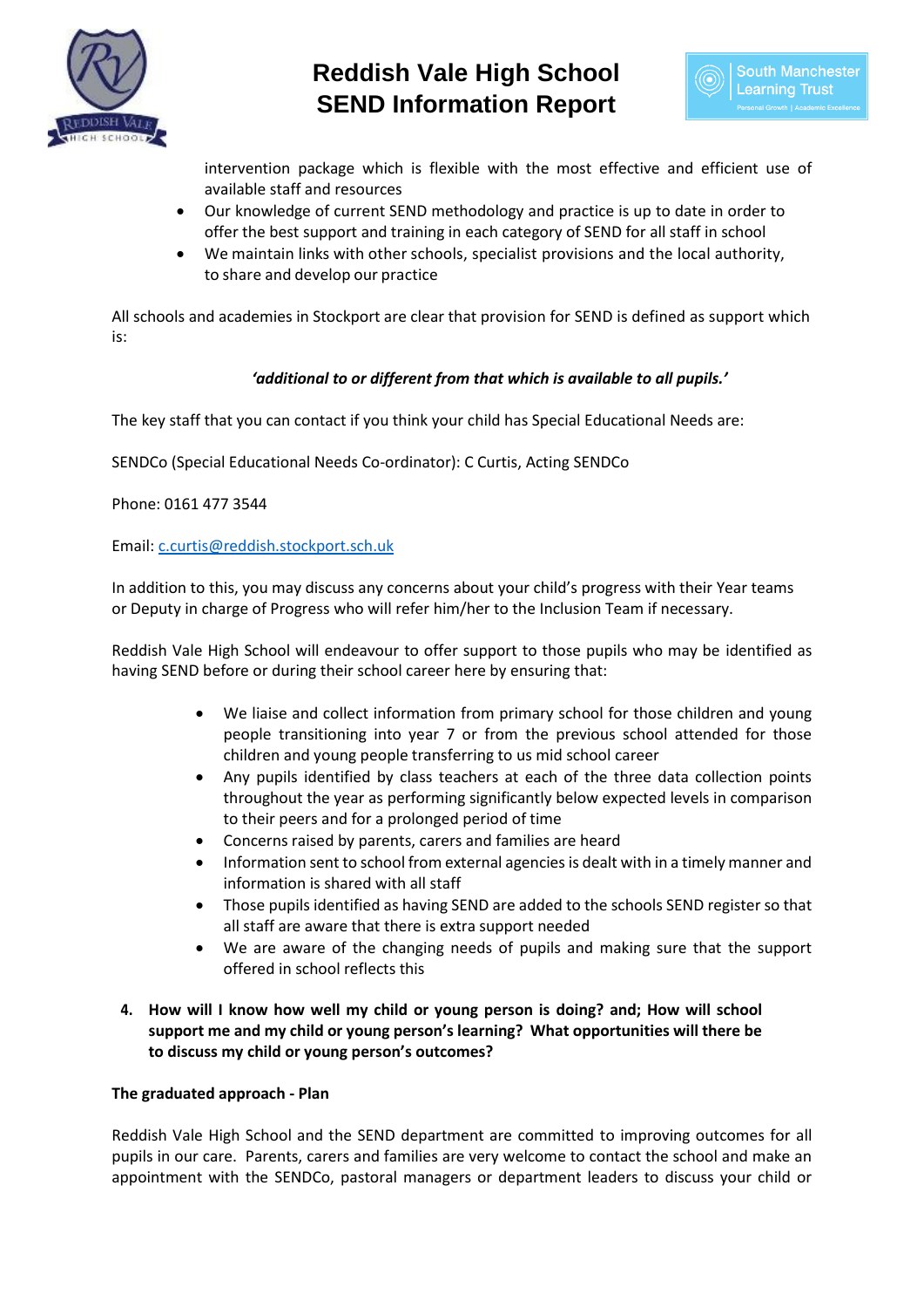intervention package which is flexible with the most effective and efficient use of available staff and resources

- Our knowledge of current SEND methodology and practice is up to date in order to offer the best support and training in each category of SEND for all staff in school
- We maintain links with other schools, specialist provisions and the local authority, to share and develop our practice

All schools and academies in Stockport are clear that provision for SEND is defined as support which is:

***'additional to or different from that which is available to all pupils.'***

The key staff that you can contact if you think your child has Special Educational Needs are:

SENDCo (Special Educational Needs Co-ordinator): C Curtis, Acting SENDCo

Phone: 0161 477 3544

Email: c.curtis@reddish.stockport.sch.uk

In addition to this, you may discuss any concerns about your child's progress with their Year teams or Deputy in charge of Progress who will refer him/her to the Inclusion Team if necessary.

Reddish Vale High School will endeavour to offer support to those pupils who may be identified as having SEND before or during their school career here by ensuring that:

- We liaise and collect information from primary school for those children and young people transitioning into year 7 or from the previous school attended for those children and young people transferring to us mid school career
- Any pupils identified by class teachers at each of the three data collection points throughout the year as performing significantly below expected levels in comparison to their peers and for a prolonged period of time
- Concerns raised by parents, carers and families are heard
- Information sent to school from external agencies is dealt with in a timely manner and information is shared with all staff
- Those pupils identified as having SEND are added to the schools SEND register so that all staff are aware that there is extra support needed
- We are aware of the changing needs of pupils and making sure that the support offered in school reflects this

**4. How will I know how well my child or young person is doing? and; How will school support me and my child or young person's learning? What opportunities will there be to discuss my child or young person's outcomes?**

**The graduated approach - Plan**

Reddish Vale High School and the SEND department are committed to improving outcomes for all pupils in our care. Parents, carers and families are very welcome to contact the school and make an appointment with the SENDCo, pastoral managers or department leaders to discuss your child or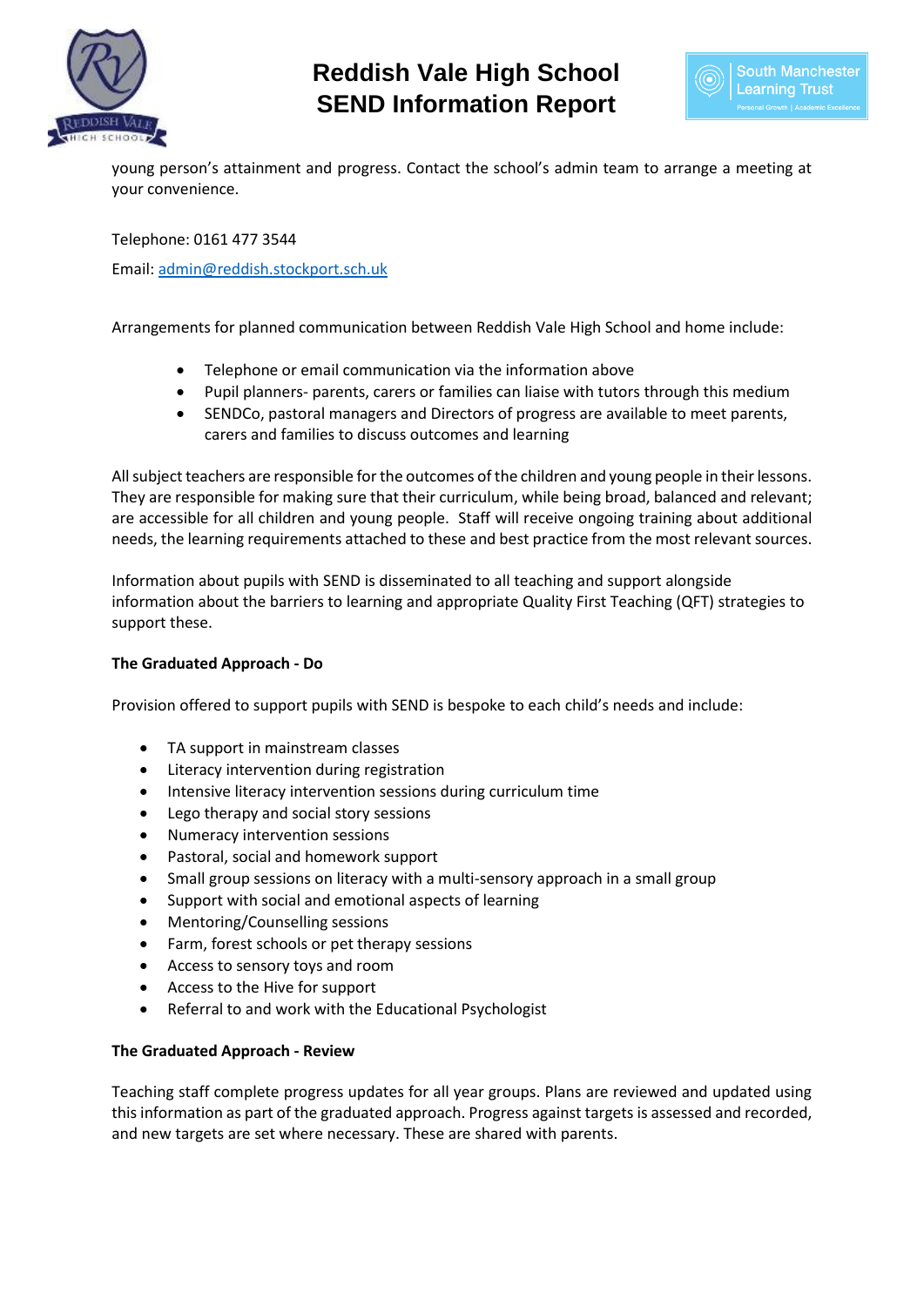young person's attainment and progress. Contact the school's admin team to arrange a meeting at your convenience.

Telephone: 0161 477 3544

Email: admin@reddish.stockport.sch.uk

Arrangements for planned communication between Reddish Vale High School and home include:

- Telephone or email communication via the information above
- Pupil planners- parents, carers or families can liaise with tutors through this medium
- SENDCo, pastoral managers and Directors of progress are available to meet parents, carers and families to discuss outcomes and learning

All subject teachers are responsible for the outcomes of the children and young people in their lessons. They are responsible for making sure that their curriculum, while being broad, balanced and relevant; are accessible for all children and young people. Staff will receive ongoing training about additional needs, the learning requirements attached to these and best practice from the most relevant sources.

Information about pupils with SEND is disseminated to all teaching and support alongside information about the barriers to learning and appropriate Quality First Teaching (QFT) strategies to support these.

**The Graduated Approach - Do**

Provision offered to support pupils with SEND is bespoke to each child's needs and include:

- TA support in mainstream classes
- Literacy intervention during registration
- Intensive literacy intervention sessions during curriculum time
- Lego therapy and social story sessions
- Numeracy intervention sessions
- Pastoral, social and homework support
- Small group sessions on literacy with a multi-sensory approach in a small group
- Support with social and emotional aspects of learning
- Mentoring/Counselling sessions
- Farm, forest schools or pet therapy sessions
- Access to sensory toys and room
- Access to the Hive for support
- Referral to and work with the Educational Psychologist

**The Graduated Approach - Review**

Teaching staff complete progress updates for all year groups. Plans are reviewed and updated using this information as part of the graduated approach. Progress against targets is assessed and recorded, and new targets are set where necessary. These are shared with parents.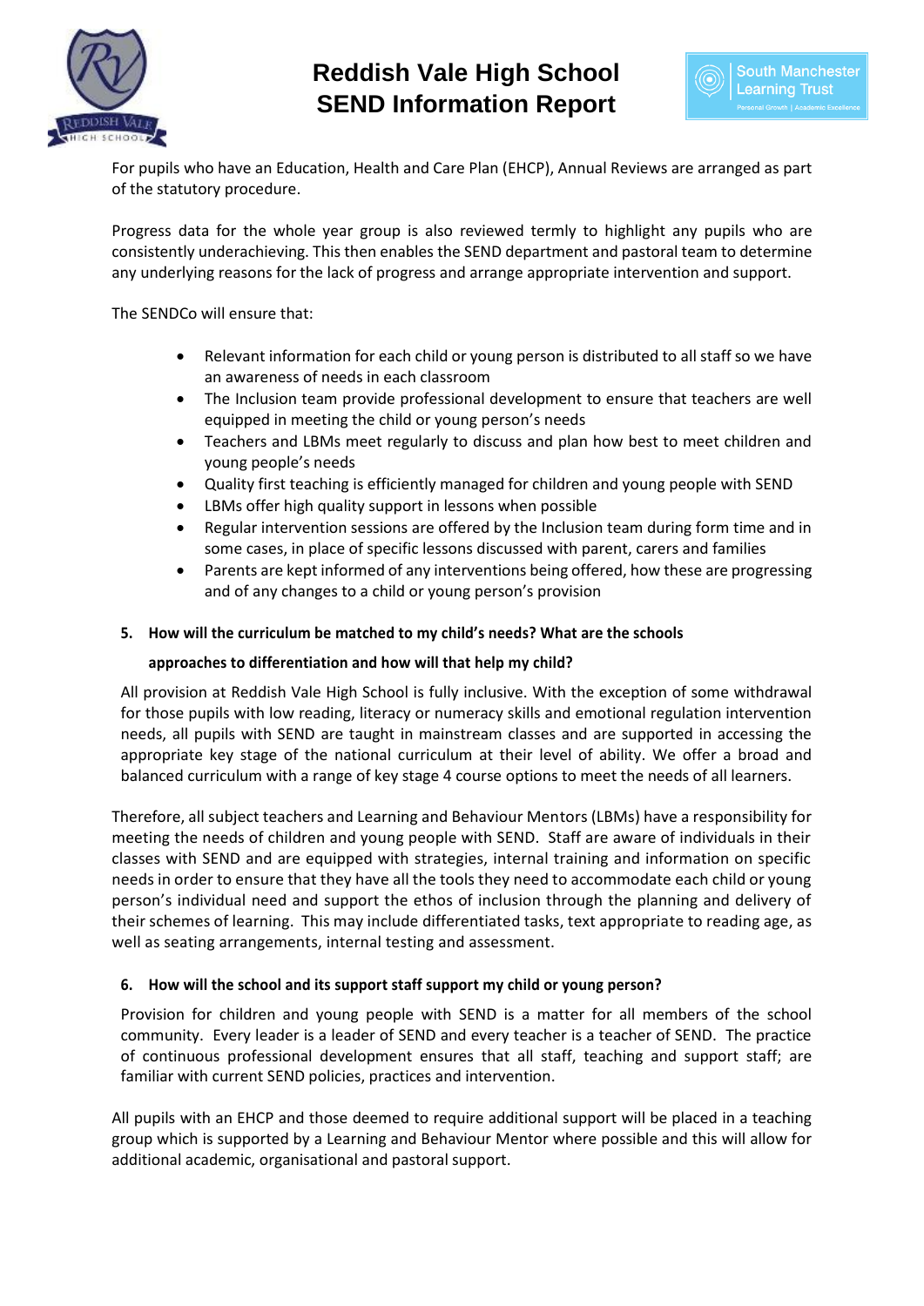For pupils who have an Education, Health and Care Plan (EHCP), Annual Reviews are arranged as part of the statutory procedure.

Progress data for the whole year group is also reviewed termly to highlight any pupils who are consistently underachieving. This then enables the SEND department and pastoral team to determine any underlying reasons for the lack of progress and arrange appropriate intervention and support.

The SENDCo will ensure that:

- Relevant information for each child or young person is distributed to all staff so we have an awareness of needs in each classroom
- The Inclusion team provide professional development to ensure that teachers are well equipped in meeting the child or young person's needs
- Teachers and LBMs meet regularly to discuss and plan how best to meet children and young people's needs
- Quality first teaching is efficiently managed for children and young people with SEND
- LBMs offer high quality support in lessons when possible
- Regular intervention sessions are offered by the Inclusion team during form time and in some cases, in place of specific lessons discussed with parent, carers and families
- Parents are kept informed of any interventions being offered, how these are progressing and of any changes to a child or young person's provision

### 5. How will the curriculum be matched to my child's needs? What are the schools approaches to differentiation and how will that help my child?

All provision at Reddish Vale High School is fully inclusive. With the exception of some withdrawal for those pupils with low reading, literacy or numeracy skills and emotional regulation intervention needs, all pupils with SEND are taught in mainstream classes and are supported in accessing the appropriate key stage of the national curriculum at their level of ability. We offer a broad and balanced curriculum with a range of key stage 4 course options to meet the needs of all learners.

Therefore, all subject teachers and Learning and Behaviour Mentors (LBMs) have a responsibility for meeting the needs of children and young people with SEND. Staff are aware of individuals in their classes with SEND and are equipped with strategies, internal training and information on specific needs in order to ensure that they have all the tools they need to accommodate each child or young person's individual need and support the ethos of inclusion through the planning and delivery of their schemes of learning. This may include differentiated tasks, text appropriate to reading age, as well as seating arrangements, internal testing and assessment.

### 6. How will the school and its support staff support my child or young person?

Provision for children and young people with SEND is a matter for all members of the school community. Every leader is a leader of SEND and every teacher is a teacher of SEND. The practice of continuous professional development ensures that all staff, teaching and support staff; are familiar with current SEND policies, practices and intervention.

All pupils with an EHCP and those deemed to require additional support will be placed in a teaching group which is supported by a Learning and Behaviour Mentor where possible and this will allow for additional academic, organisational and pastoral support.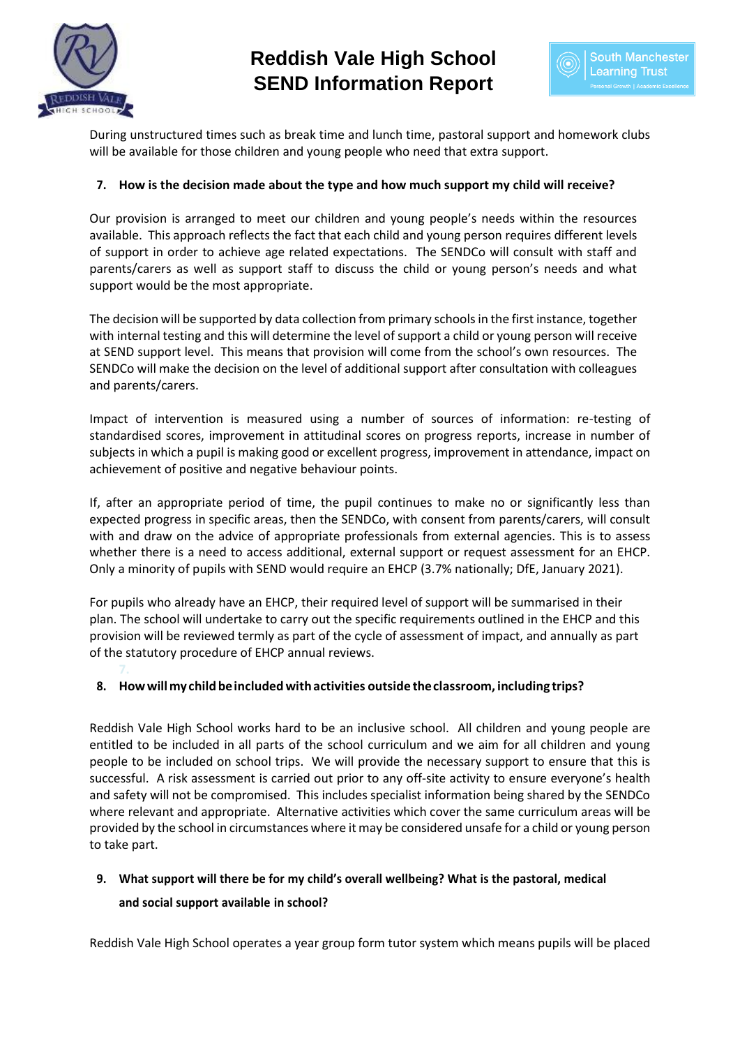During unstructured times such as break time and lunch time, pastoral support and homework clubs will be available for those children and young people who need that extra support.

## 7. How is the decision made about the type and how much support my child will receive?

Our provision is arranged to meet our children and young people's needs within the resources available. This approach reflects the fact that each child and young person requires different levels of support in order to achieve age related expectations. The SENDCo will consult with staff and parents/carers as well as support staff to discuss the child or young person's needs and what support would be the most appropriate.

The decision will be supported by data collection from primary schools in the first instance, together with internal testing and this will determine the level of support a child or young person will receive at SEND support level. This means that provision will come from the school's own resources. The SENDCo will make the decision on the level of additional support after consultation with colleagues and parents/carers.

Impact of intervention is measured using a number of sources of information: re-testing of standardised scores, improvement in attitudinal scores on progress reports, increase in number of subjects in which a pupil is making good or excellent progress, improvement in attendance, impact on achievement of positive and negative behaviour points.

If, after an appropriate period of time, the pupil continues to make no or significantly less than expected progress in specific areas, then the SENDCo, with consent from parents/carers, will consult with and draw on the advice of appropriate professionals from external agencies. This is to assess whether there is a need to access additional, external support or request assessment for an EHCP. Only a minority of pupils with SEND would require an EHCP (3.7% nationally; DfE, January 2021).

For pupils who already have an EHCP, their required level of support will be summarised in their plan. The school will undertake to carry out the specific requirements outlined in the EHCP and this provision will be reviewed termly as part of the cycle of assessment of impact, and annually as part of the statutory procedure of EHCP annual reviews.

## 8. How will my child be included with activities outside the classroom, including trips?

Reddish Vale High School works hard to be an inclusive school. All children and young people are entitled to be included in all parts of the school curriculum and we aim for all children and young people to be included on school trips. We will provide the necessary support to ensure that this is successful. A risk assessment is carried out prior to any off-site activity to ensure everyone's health and safety will not be compromised. This includes specialist information being shared by the SENDCo where relevant and appropriate. Alternative activities which cover the same curriculum areas will be provided by the school in circumstances where it may be considered unsafe for a child or young person to take part.

## 9. What support will there be for my child's overall wellbeing? What is the pastoral, medical and social support available in school?

Reddish Vale High School operates a year group form tutor system which means pupils will be placed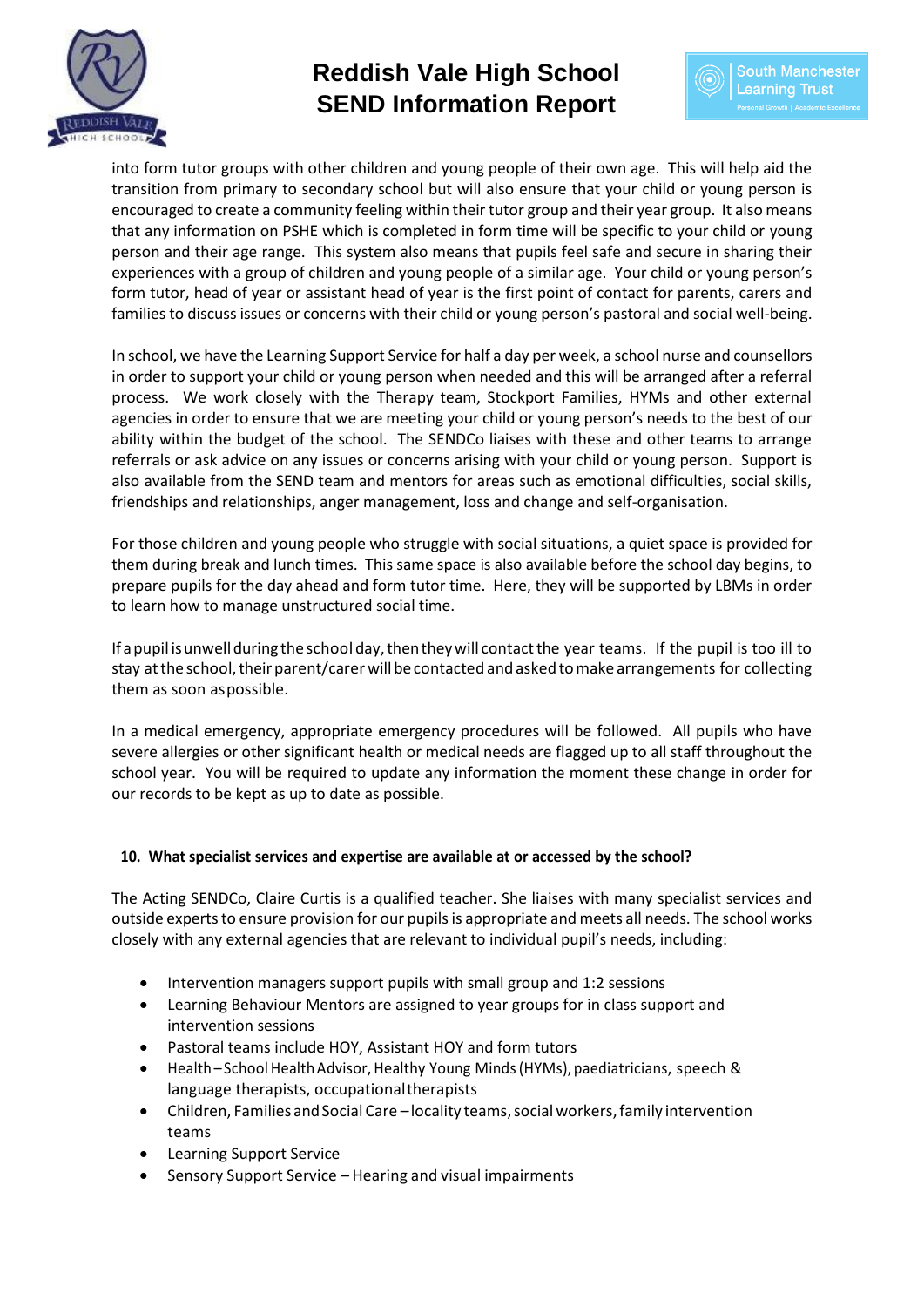into form tutor groups with other children and young people of their own age. This will help aid the transition from primary to secondary school but will also ensure that your child or young person is encouraged to create a community feeling within their tutor group and their year group. It also means that any information on PSHE which is completed in form time will be specific to your child or young person and their age range. This system also means that pupils feel safe and secure in sharing their experiences with a group of children and young people of a similar age. Your child or young person's form tutor, head of year or assistant head of year is the first point of contact for parents, carers and families to discuss issues or concerns with their child or young person's pastoral and social well-being.

In school, we have the Learning Support Service for half a day per week, a school nurse and counsellors in order to support your child or young person when needed and this will be arranged after a referral process. We work closely with the Therapy team, Stockport Families, HYMs and other external agencies in order to ensure that we are meeting your child or young person's needs to the best of our ability within the budget of the school. The SENDCo liaises with these and other teams to arrange referrals or ask advice on any issues or concerns arising with your child or young person. Support is also available from the SEND team and mentors for areas such as emotional difficulties, social skills, friendships and relationships, anger management, loss and change and self-organisation.

For those children and young people who struggle with social situations, a quiet space is provided for them during break and lunch times. This same space is also available before the school day begins, to prepare pupils for the day ahead and form tutor time. Here, they will be supported by LBMs in order to learn how to manage unstructured social time.

If a pupil is unwell during the school day, then they will contact the year teams. If the pupil is too ill to stay at the school, their parent/carer will be contacted and asked to make arrangements for collecting them as soon as possible.

In a medical emergency, appropriate emergency procedures will be followed. All pupils who have severe allergies or other significant health or medical needs are flagged up to all staff throughout the school year. You will be required to update any information the moment these change in order for our records to be kept as up to date as possible.

**10. What specialist services and expertise are available at or accessed by the school?**

The Acting SENDCo, Claire Curtis is a qualified teacher. She liaises with many specialist services and outside experts to ensure provision for our pupils is appropriate and meets all needs. The school works closely with any external agencies that are relevant to individual pupil's needs, including:

- Intervention managers support pupils with small group and 1:2 sessions
- Learning Behaviour Mentors are assigned to year groups for in class support and intervention sessions
- Pastoral teams include HOY, Assistant HOY and form tutors
- Health – School Health Advisor, Healthy Young Minds (HYMs), paediatricians, speech & language therapists, occupational therapists
- Children, Families and Social Care – locality teams, social workers, family intervention teams
- Learning Support Service
- Sensory Support Service – Hearing and visual impairments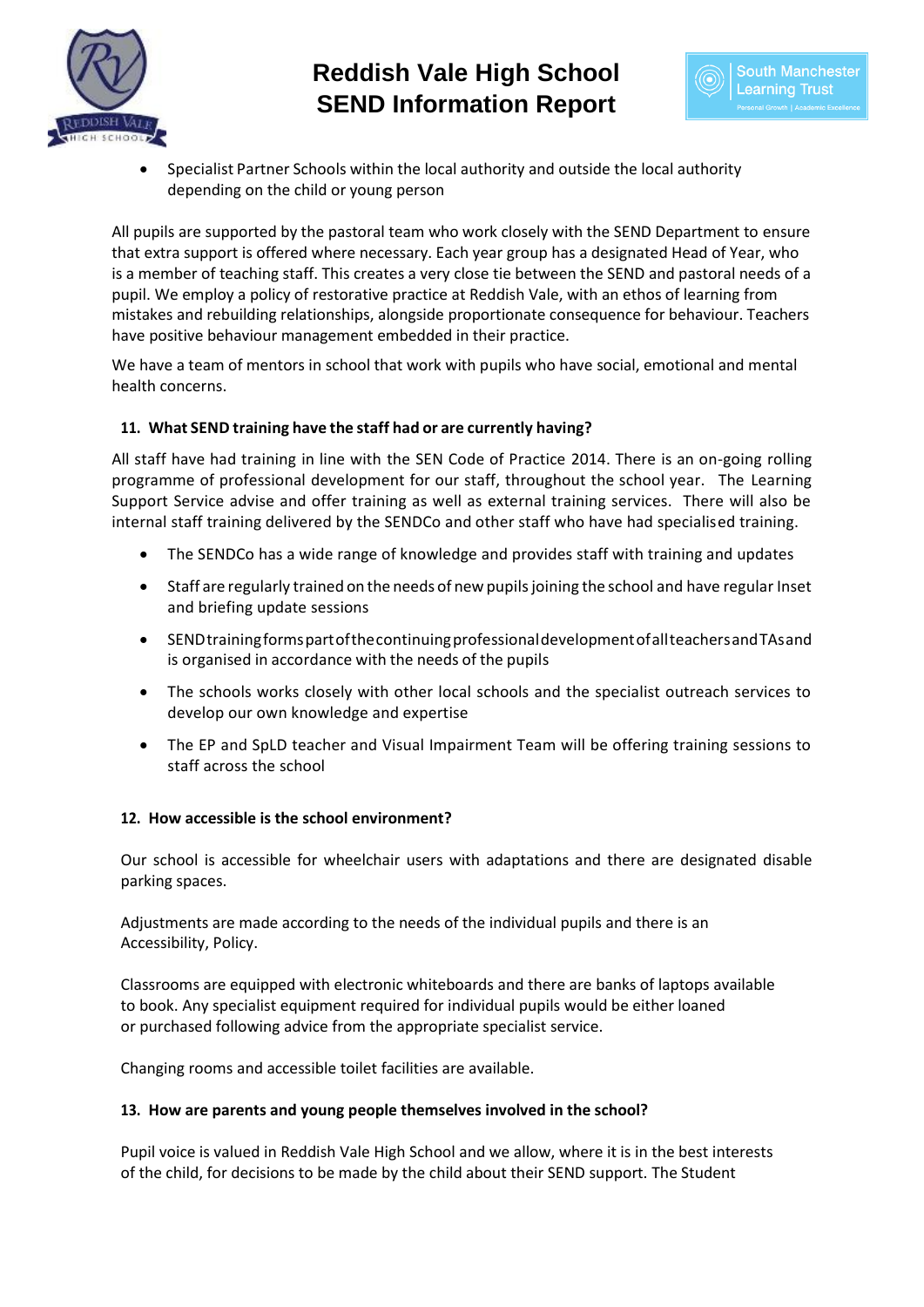- Specialist Partner Schools within the local authority and outside the local authority depending on the child or young person

All pupils are supported by the pastoral team who work closely with the SEND Department to ensure that extra support is offered where necessary. Each year group has a designated Head of Year, who is a member of teaching staff. This creates a very close tie between the SEND and pastoral needs of a pupil. We employ a policy of restorative practice at Reddish Vale, with an ethos of learning from mistakes and rebuilding relationships, alongside proportionate consequence for behaviour. Teachers have positive behaviour management embedded in their practice.

We have a team of mentors in school that work with pupils who have social, emotional and mental health concerns.

**11. What SEND training have the staff had or are currently having?**

All staff have had training in line with the SEN Code of Practice 2014. There is an on-going rolling programme of professional development for our staff, throughout the school year. The Learning Support Service advise and offer training as well as external training services. There will also be internal staff training delivered by the SENDCo and other staff who have had specialised training.

- The SENDCo has a wide range of knowledge and provides staff with training and updates
- Staff are regularly trained on the needs of new pupils joining the school and have regular Inset and briefing update sessions
- SEND training forms part of the continuing professional development of all teachers and TAs and is organised in accordance with the needs of the pupils
- The schools works closely with other local schools and the specialist outreach services to develop our own knowledge and expertise
- The EP and SpLD teacher and Visual Impairment Team will be offering training sessions to staff across the school

**12. How accessible is the school environment?**

Our school is accessible for wheelchair users with adaptations and there are designated disable parking spaces.

Adjustments are made according to the needs of the individual pupils and there is an Accessibility, Policy.

Classrooms are equipped with electronic whiteboards and there are banks of laptops available to book. Any specialist equipment required for individual pupils would be either loaned or purchased following advice from the appropriate specialist service.

Changing rooms and accessible toilet facilities are available.

**13. How are parents and young people themselves involved in the school?**

Pupil voice is valued in Reddish Vale High School and we allow, where it is in the best interests of the child, for decisions to be made by the child about their SEND support. The Student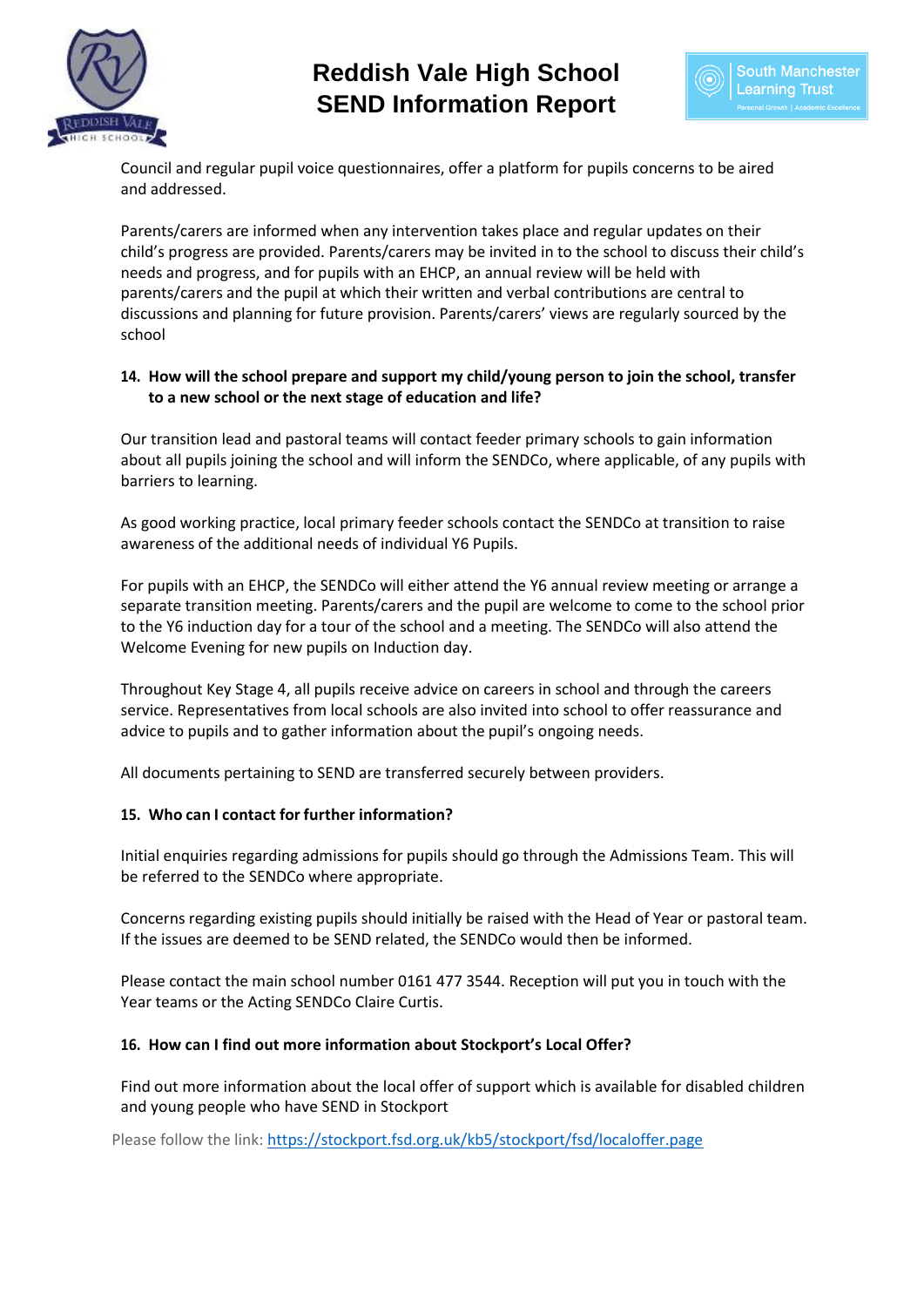Council and regular pupil voice questionnaires, offer a platform for pupils concerns to be aired and addressed.

Parents/carers are informed when any intervention takes place and regular updates on their child's progress are provided. Parents/carers may be invited in to the school to discuss their child's needs and progress, and for pupils with an EHCP, an annual review will be held with parents/carers and the pupil at which their written and verbal contributions are central to discussions and planning for future provision. Parents/carers' views are regularly sourced by the school

**14. How will the school prepare and support my child/young person to join the school, transfer to a new school or the next stage of education and life?**

Our transition lead and pastoral teams will contact feeder primary schools to gain information about all pupils joining the school and will inform the SENDCo, where applicable, of any pupils with barriers to learning.

As good working practice, local primary feeder schools contact the SENDCo at transition to raise awareness of the additional needs of individual Y6 Pupils.

For pupils with an EHCP, the SENDCo will either attend the Y6 annual review meeting or arrange a separate transition meeting. Parents/carers and the pupil are welcome to come to the school prior to the Y6 induction day for a tour of the school and a meeting. The SENDCo will also attend the Welcome Evening for new pupils on Induction day.

Throughout Key Stage 4, all pupils receive advice on careers in school and through the careers service. Representatives from local schools are also invited into school to offer reassurance and advice to pupils and to gather information about the pupil's ongoing needs.

All documents pertaining to SEND are transferred securely between providers.

**15. Who can I contact for further information?**

Initial enquiries regarding admissions for pupils should go through the Admissions Team. This will be referred to the SENDCo where appropriate.

Concerns regarding existing pupils should initially be raised with the Head of Year or pastoral team. If the issues are deemed to be SEND related, the SENDCo would then be informed.

Please contact the main school number 0161 477 3544. Reception will put you in touch with the Year teams or the Acting SENDCo Claire Curtis.

**16. How can I find out more information about Stockport's Local Offer?**

Find out more information about the local offer of support which is available for disabled children and young people who have SEND in Stockport

Please follow the link: https://stockport.fsd.org.uk/kb5/stockport/fsd/localoffer.page